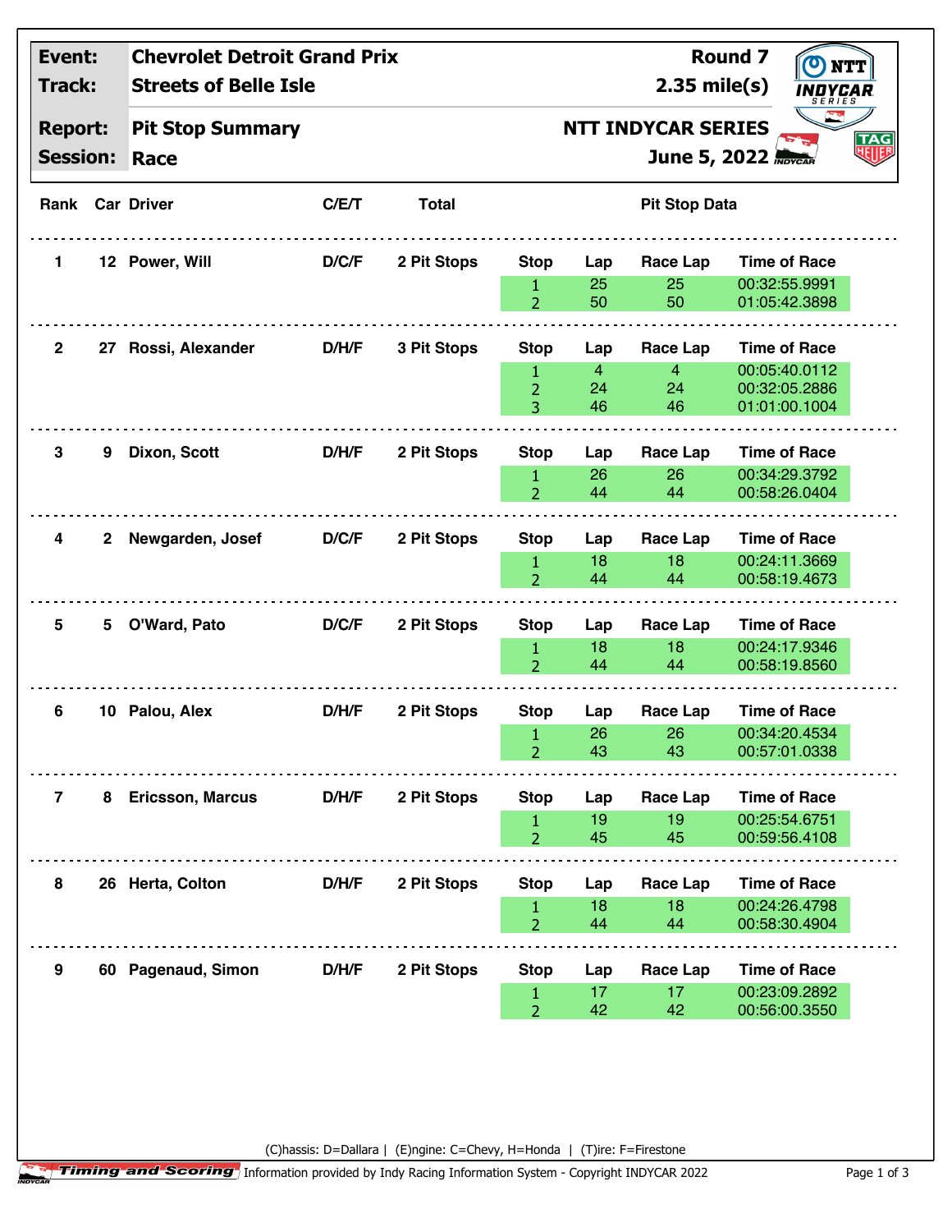| | | | |
|---|---|---|---|
| **Event:** | **Chevrolet Detroit Grand Prix** | **Round 7** | |
| **Track:** | **Streets of Belle Isle** | **2.35 mile(s)** | |
| **Report:** | **Pit Stop Summary** | **NTT INDYCAR SERIES** | |
| **Session:** | **Race** | **June 5, 2022** | |

| Rank | Car | Driver | C/E/T | Total | Stop | Lap | Race Lap | Time of Race |
|---|---|---|---|---|---|---|---|---|
| 1 | 12 | Power, Will | D/C/F | 2 Pit Stops | 1 | 25 | 25 | 00:32:55.9991 |
| | | | | | 2 | 50 | 50 | 01:05:42.3898 |
| 2 | 27 | Rossi, Alexander | D/H/F | 3 Pit Stops | 1 | 4 | 4 | 00:05:40.0112 |
| | | | | | 2 | 24 | 24 | 00:32:05.2886 |
| | | | | | 3 | 46 | 46 | 01:01:00.1004 |
| 3 | 9 | Dixon, Scott | D/H/F | 2 Pit Stops | 1 | 26 | 26 | 00:34:29.3792 |
| | | | | | 2 | 44 | 44 | 00:58:26.0404 |
| 4 | 2 | Newgarden, Josef | D/C/F | 2 Pit Stops | 1 | 18 | 18 | 00:24:11.3669 |
| | | | | | 2 | 44 | 44 | 00:58:19.4673 |
| 5 | 5 | O'Ward, Pato | D/C/F | 2 Pit Stops | 1 | 18 | 18 | 00:24:17.9346 |
| | | | | | 2 | 44 | 44 | 00:58:19.8560 |
| 6 | 10 | Palou, Alex | D/H/F | 2 Pit Stops | 1 | 26 | 26 | 00:34:20.4534 |
| | | | | | 2 | 43 | 43 | 00:57:01.0338 |
| 7 | 8 | Ericsson, Marcus | D/H/F | 2 Pit Stops | 1 | 19 | 19 | 00:25:54.6751 |
| | | | | | 2 | 45 | 45 | 00:59:56.4108 |
| 8 | 26 | Herta, Colton | D/H/F | 2 Pit Stops | 1 | 18 | 18 | 00:24:26.4798 |
| | | | | | 2 | 44 | 44 | 00:58:30.4904 |
| 9 | 60 | Pagenaud, Simon | D/H/F | 2 Pit Stops | 1 | 17 | 17 | 00:23:09.2892 |
| | | | | | 2 | 42 | 42 | 00:56:00.3550 |

(C)hassis: D=Dallara | (E)ngine: C=Chevy, H=Honda | (T)ire: F=Firestone

Timing and Scoring Information provided by Indy Racing Information System - Copyright INDYCAR 2022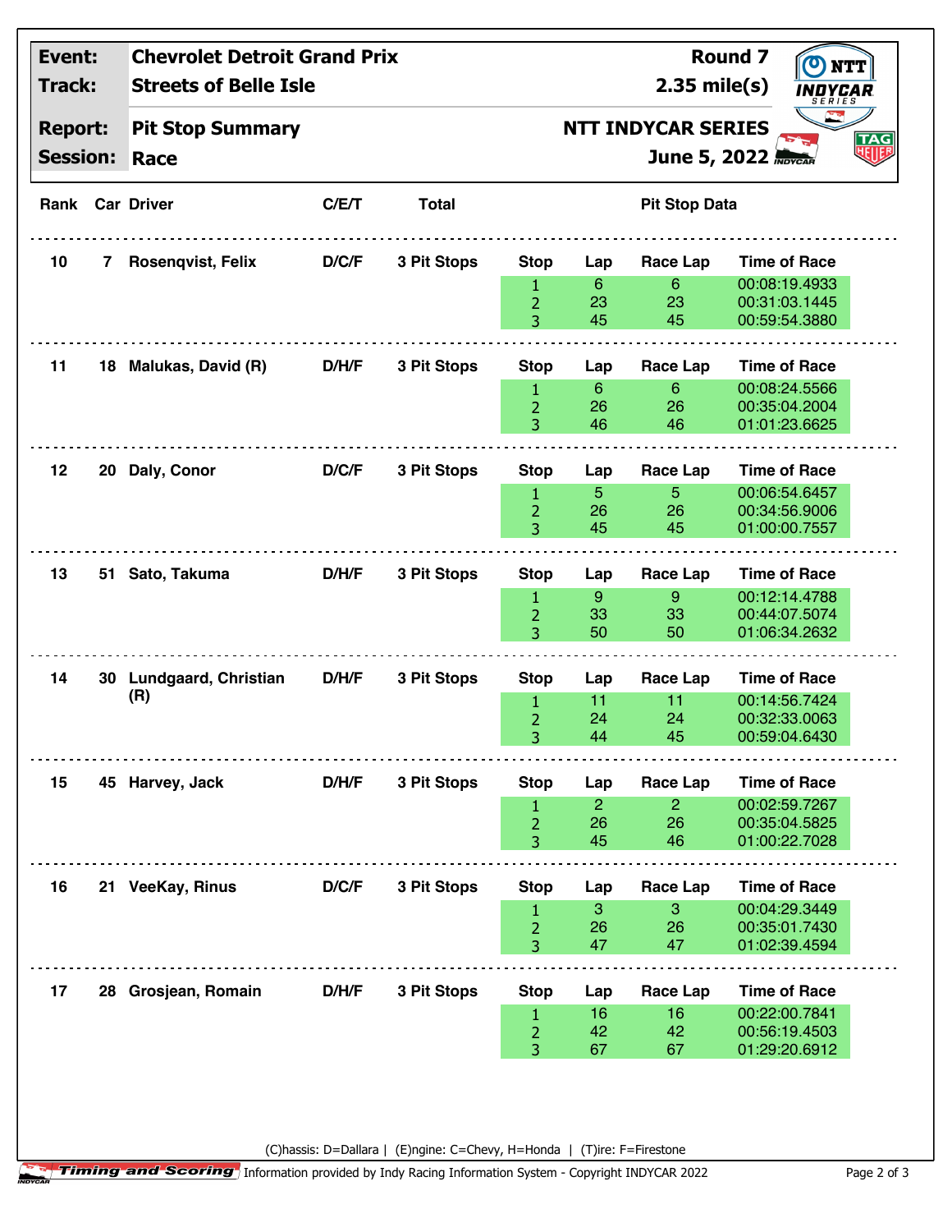| Event: | Chevrolet Detroit Grand Prix | Round 7 |
|---|---|---|
| Track: | Streets of Belle Isle | 2.35 mile(s) |
| Report: | Pit Stop Summary | NTT INDYCAR SERIES |
| Session: | Race | June 5, 2022 |

| Rank | Car | Driver | C/E/T | Total | Stop | Lap | Race Lap | Time of Race |
|---|---|---|---|---|---|---|---|---|
| 10 | 7 | Rosenqvist, Felix | D/C/F | 3 Pit Stops | 1 | 6 | 6 | 00:08:19.4933 |
| | | | | | 2 | 23 | 23 | 00:31:03.1445 |
| | | | | | 3 | 45 | 45 | 00:59:54.3880 |
| 11 | 18 | Malukas, David (R) | D/H/F | 3 Pit Stops | 1 | 6 | 6 | 00:08:24.5566 |
| | | | | | 2 | 26 | 26 | 00:35:04.2004 |
| | | | | | 3 | 46 | 46 | 01:01:23.6625 |
| 12 | 20 | Daly, Conor | D/C/F | 3 Pit Stops | 1 | 5 | 5 | 00:06:54.6457 |
| | | | | | 2 | 26 | 26 | 00:34:56.9006 |
| | | | | | 3 | 45 | 45 | 01:00:00.7557 |
| 13 | 51 | Sato, Takuma | D/H/F | 3 Pit Stops | 1 | 9 | 9 | 00:12:14.4788 |
| | | | | | 2 | 33 | 33 | 00:44:07.5074 |
| | | | | | 3 | 50 | 50 | 01:06:34.2632 |
| 14 | 30 | Lundgaard, Christian (R) | D/H/F | 3 Pit Stops | 1 | 11 | 11 | 00:14:56.7424 |
| | | | | | 2 | 24 | 24 | 00:32:33.0063 |
| | | | | | 3 | 44 | 45 | 00:59:04.6430 |
| 15 | 45 | Harvey, Jack | D/H/F | 3 Pit Stops | 1 | 2 | 2 | 00:02:59.7267 |
| | | | | | 2 | 26 | 26 | 00:35:04.5825 |
| | | | | | 3 | 45 | 46 | 01:00:22.7028 |
| 16 | 21 | VeeKay, Rinus | D/C/F | 3 Pit Stops | 1 | 3 | 3 | 00:04:29.3449 |
| | | | | | 2 | 26 | 26 | 00:35:01.7430 |
| | | | | | 3 | 47 | 47 | 01:02:39.4594 |
| 17 | 28 | Grosjean, Romain | D/H/F | 3 Pit Stops | 1 | 16 | 16 | 00:22:00.7841 |
| | | | | | 2 | 42 | 42 | 00:56:19.4503 |
| | | | | | 3 | 67 | 67 | 01:29:20.6912 |

(C)hassis: D=Dallara | (E)ngine: C=Chevy, H=Honda | (T)ire: F=Firestone

Timing and Scoring | Information provided by Indy Racing Information System - Copyright INDYCAR 2022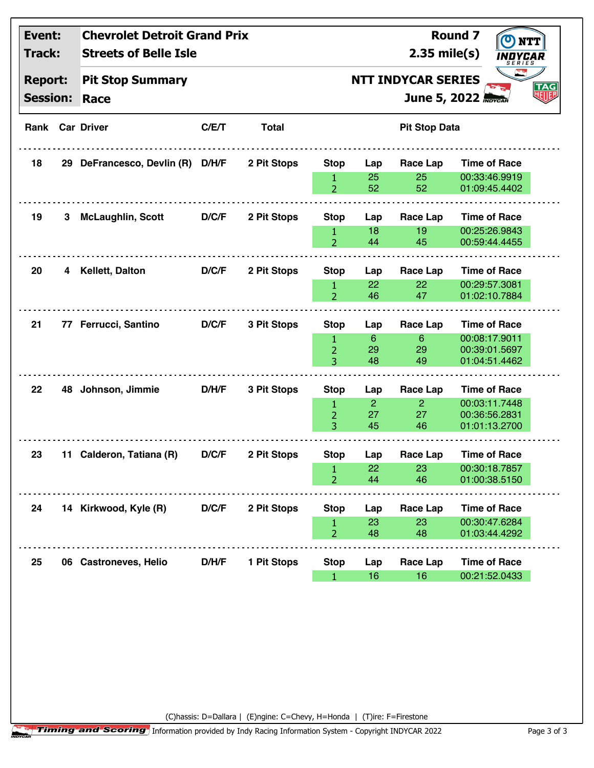| | | | |
|---|---|---|---|
| **Event:** | **Chevrolet Detroit Grand Prix** | **Round 7** | |
| **Track:** | **Streets of Belle Isle** | **2.35 mile(s)** | |
| **Report:** | **Pit Stop Summary** | **NTT INDYCAR SERIES** | |
| **Session:** | **Race** | **June 5, 2022** | |

| Rank | Car | Driver | C/E/T | Total | Stop | Lap | Race Lap | Time of Race |
|---|---|---|---|---|---|---|---|---|
| 18 | 29 | DeFrancesco, Devlin (R) | D/H/F | 2 Pit Stops | 1 | 25 | 25 | 00:33:46.9919 |
| | | | | | 2 | 52 | 52 | 01:09:45.4402 |
| 19 | 3 | McLaughlin, Scott | D/C/F | 2 Pit Stops | 1 | 18 | 19 | 00:25:26.9843 |
| | | | | | 2 | 44 | 45 | 00:59:44.4455 |
| 20 | 4 | Kellett, Dalton | D/C/F | 2 Pit Stops | 1 | 22 | 22 | 00:29:57.3081 |
| | | | | | 2 | 46 | 47 | 01:02:10.7884 |
| 21 | 77 | Ferrucci, Santino | D/C/F | 3 Pit Stops | 1 | 6 | 6 | 00:08:17.9011 |
| | | | | | 2 | 29 | 29 | 00:39:01.5697 |
| | | | | | 3 | 48 | 49 | 01:04:51.4462 |
| 22 | 48 | Johnson, Jimmie | D/H/F | 3 Pit Stops | 1 | 2 | 2 | 00:03:11.7448 |
| | | | | | 2 | 27 | 27 | 00:36:56.2831 |
| | | | | | 3 | 45 | 46 | 01:01:13.2700 |
| 23 | 11 | Calderon, Tatiana (R) | D/C/F | 2 Pit Stops | 1 | 22 | 23 | 00:30:18.7857 |
| | | | | | 2 | 44 | 46 | 01:00:38.5150 |
| 24 | 14 | Kirkwood, Kyle (R) | D/C/F | 2 Pit Stops | 1 | 23 | 23 | 00:30:47.6284 |
| | | | | | 2 | 48 | 48 | 01:03:44.4292 |
| 25 | 06 | Castroneves, Helio | D/H/F | 1 Pit Stops | 1 | 16 | 16 | 00:21:52.0433 |

(C)hassis: D=Dallara | (E)ngine: C=Chevy, H=Honda | (T)ire: F=Firestone

Timing and Scoring Information provided by Indy Racing Information System - Copyright INDYCAR 2022